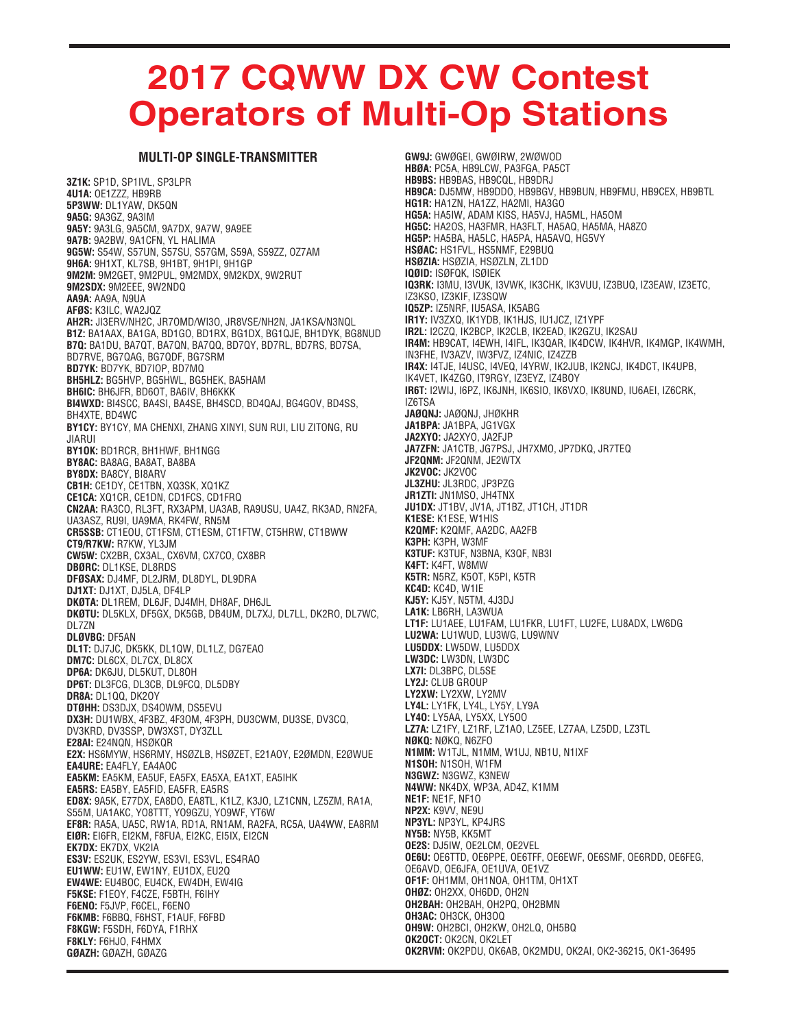# 2017 CQWW DX CW Contest Operators of Multi-Op Stations

## MULTI-OP SINGLE-TRANSMITTER

**3Z1K:** SP1D, SP1IVL, SP3LPR
**4U1A:** OE1ZZZ, HB9RB
**5P3WW:** DL1YAW, DK5QN
**9A5G:** 9A3GZ, 9A3IM
**9A5Y:** 9A3LG, 9A5CM, 9A7DX, 9A7W, 9A9EE
**9A7B:** 9A2BW, 9A1CFN, YL HALIMA
**9G5W:** S54W, S57UN, S57SU, S57GM, S59A, S59ZZ, OZ7AM
**9H6A:** 9H1XT, KL7SB, 9H1BT, 9H1PI, 9H1GP
**9M2M:** 9M2GET, 9M2PUL, 9M2MDX, 9M2KDX, 9W2RUT
**9M2SDX:** 9M2EEE, 9W2NDQ
**AA9A:** AA9A, N9UA
**AFØS:** K3ILC, WA2JQZ
**AH2R:** JI3ERV/NH2C, JR7OMD/WI3O, JR8VSE/NH2N, JA1KSA/N3NQL
**B1Z:** BA1AAX, BA1GA, BD1GO, BD1RX, BG1DX, BG1QJE, BH1DYK, BG8NUD
**B7Q:** BA1DU, BA7QT, BA7QN, BA7QQ, BD7QY, BD7RL, BD7RS, BD7SA, BD7RVE, BG7QAG, BG7QDF, BG7SRM
**BD7YK:** BD7YK, BD7IOP, BD7MQ
**BH5HLZ:** BG5HVP, BG5HWL, BG5HEK, BA5HAM
**BH6IC:** BH6JFR, BD6OT, BA6IV, BH6KKK
**BI4WXD:** BI4SCC, BA4SI, BA4SE, BH4SCD, BD4QAJ, BG4GOV, BD4SS, BH4XTE, BD4WC
**BY1CY:** BY1CY, MA CHENXI, ZHANG XINYI, SUN RUI, LIU ZITONG, RU JIARUI
**BY1OK:** BD1RCR, BH1HWF, BH1NGG
**BY8AC:** BA8AG, BA8AT, BA8BA
**BY8DX:** BA8CY, BI8ARV
**CB1H:** CE1DY, CE1TBN, XQ3SK, XQ1KZ
**CE1CA:** XQ1CR, CE1DN, CD1FCS, CD1FRQ
**CN2AA:** RA3CO, RL3FT, RX3APM, UA3AB, RA9USU, UA4Z, RK3AD, RN2FA, UA3ASZ, RU9I, UA9MA, RK4FW, RN5M
**CR5SSB:** CT1EOU, CT1FSM, CT1ESM, CT1FTW, CT5HRW, CT1BWW
**CT9/R7KW:** R7KW, YL3JM
**CW5W:** CX2BR, CX3AL, CX6VM, CX7CO, CX8BR
**DBØRC:** DL1KSE, DL8RDS
**DFØSAX:** DJ4MF, DL2JRM, DL8DYL, DL9DRA
**DJ1XT:** DJ1XT, DJ5LA, DF4LP
**DKØTA:** DL1REM, DL6JF, DJ4MH, DH8AF, DH6JL
**DKØTU:** DL5KLX, DF5GX, DK5GB, DB4UM, DL7XJ, DL7LL, DK2RO, DL7WC, DL7ZN
**DLØVBG:** DF5AN
**DL1T:** DJ7JC, DK5KK, DL1QW, DL1LZ, DG7EAO
**DM7C:** DL6CX, DL7CX, DL8CX
**DP6A:** DK6JU, DL5KUT, DL8OH
**DP6T:** DL3FCG, DL3CB, DL9FCQ, DL5DBY
**DR8A:** DL1QQ, DK2OY
**DTØHH:** DS3DJX, DS4OWM, DS5EVU
**DX3H:** DU1WBX, 4F3BZ, 4F3OM, 4F3PH, DU3CWM, DU3SE, DV3CQ, DV3KRD, DV3SSP, DW3XST, DY3ZLL
**E28AI:** E24NQN, HSØKQR
**E2X:** HS6MYW, HS6RMY, HSØZLB, HSØZET, E21AOY, E2ØMDN, E2ØWUE
**EA4URE:** EA4FLY, EA4AOC
**EA5KM:** EA5KM, EA5UF, EA5FX, EA5XA, EA1XT, EA5IHK
**EA5RS:** EA5BY, EA5FID, EA5FR, EA5RS
**ED8X:** 9A5K, E77DX, EA8DO, EA8TL, K1LZ, K3JO, LZ1CNN, LZ5ZM, RA1A, S55M, UA1AKC, YO8TTT, YO9GZU, YO9WF, YT6W
**EF8R:** RA5A, UA5C, RW1A, RD1A, RN1AM, RA2FA, RC5A, UA4WW, EA8RM
**EIØR:** EI6FR, EI2KM, F8FUA, EI2KC, EI5IX, EI2CN
**EK7DX:** EK7DX, VK2IA
**ES3V:** ES2UK, ES2YW, ES3VI, ES3VL, ES4RAO
**EU1WW:** EU1W, EW1NY, EU1DX, EU2Q
**EW4WE:** EU4BOC, EU4CK, EW4DH, EW4IG
**F5KSE:** F1EOY, F4CZE, F5BTH, F6IHY
**F6ENO:** F5JVP, F6CEL, F6ENO
**F6KMB:** F6BBQ, F6HST, F1AUF, F6FBD
**F8KGW:** F5SDH, F6DYA, F1RHX
**F8KLY:** F6HJO, F4HMX
**GØAZH:** GØAZH, GØAZG
**GW9J:** GWØGEI, GWØIRW, 2WØWOD
**HBØA:** PC5A, HB9LCW, PA3FGA, PA5CT
**HB9BS:** HB9BAS, HB9CQL, HB9DRJ
**HB9CA:** DJ5MW, HB9DDO, HB9BGV, HB9BUN, HB9FMU, HB9CEX, HB9BTL
**HG1R:** HA1ZN, HA1ZZ, HA2MI, HA3GO
**HG5A:** HA5IW, ADAM KISS, HA5VJ, HA5ML, HA5OM
**HG5C:** HA2OS, HA3FMR, HA3FLT, HA5AQ, HA5MA, HA8ZO
**HG5P:** HA5BA, HA5LC, HA5PA, HA5AVQ, HG5VY
**HSØAC:** HS1FVL, HS5NMF, E29BUQ
**HSØZIA:** HSØZIA, HSØZLN, ZL1DD
**IQØID:** ISØFQK, ISØIEK
**IQ3RK:** I3MU, I3VUK, I3VWK, IK3CHK, IK3VUU, IZ3BUQ, IZ3EAW, IZ3ETC, IZ3KSO, IZ3KIF, IZ3SQW
**IQ5ZP:** IZ5NRF, IU5ASA, IK5ABG
**IR1Y:** IV3ZXQ, IK1YDB, IK1HJS, IU1JCZ, IZ1YPF
**IR2L:** I2CZQ, IK2BCP, IK2CLB, IK2EAD, IK2GZU, IK2SAU
**IR4M:** HB9CAT, I4EWH, I4IFL, IK3QAR, IK4DCW, IK4HVR, IK4MGP, IK4WMH, IN3FHE, IV3AZV, IW3FVZ, IZ4NIC, IZ4ZZB
**IR4X:** I4TJE, I4USC, I4VEQ, I4YRW, IK2JUB, IK2NCJ, IK4DCT, IK4UPB, IK4VET, IK4ZGO, IT9RGY, IZ3EYZ, IZ4BOY
**IR6T:** I2WIJ, I6PZ, IK6JNH, IK6SIO, IK6VXO, IK8UND, IU6AEI, IZ6CRK, IZ6TSA
**JAØQNJ:** JAØQNJ, JHØKHR
**JA1BPA:** JA1BPA, JG1VGX
**JA2XYO:** JA2XYO, JA2FJP
**JA7ZFN:** JA1CTB, JG7PSJ, JH7XMO, JP7DKQ, JR7TEQ
**JF2QNM:** JF2QNM, JE2WTX
**JK2VOC:** JK2VOC
**JL3ZHU:** JL3RDC, JP3PZG
**JR1ZTI:** JN1MSO, JH4TNX
**JU1DX:** JT1BV, JV1A, JT1BZ, JT1CH, JT1DR
**K1ESE:** K1ESE, W1HIS
**K2QMF:** K2QMF, AA2DC, AA2FB
**K3PH:** K3PH, W3MF
**K3TUF:** K3TUF, N3BNA, K3QF, NB3I
**K4FT:** K4FT, W8MW
**K5TR:** N5RZ, K5OT, K5PI, K5TR
**KC4D:** KC4D, W1IE
**KJ5Y:** KJ5Y, N5TM, 4J3DJ
**LA1K:** LB6RH, LA3WUA
**LT1F:** LU1AEE, LU1FAM, LU1FKR, LU1FT, LU2FE, LU8ADX, LW6DG
**LU2WA:** LU1WUD, LU3WG, LU9WNV
**LU5DDX:** LW5DW, LU5DDX
**LW3DC:** LW3DN, LW3DC
**LX7I:** DL3BPC, DL5SE
**LY2J:** CLUB GROUP
**LY2XW:** LY2XW, LY2MV
**LY4L:** LY1FK, LY4L, LY5Y, LY9A
**LY4O:** LY5AA, LY5XX, LY5OO
**LZ7A:** LZ1FY, LZ1RF, LZ1AO, LZ5EE, LZ7AA, LZ5DD, LZ3TL
**NØKQ:** NØKQ, N6ZFO
**N1MM:** W1TJL, N1MM, W1UJ, NB1U, N1IXF
**N1SOH:** N1SOH, W1FM
**N3GWZ:** N3GWZ, K3NEW
**N4WW:** NK4DX, WP3A, AD4Z, K1MM
**NE1F:** NE1F, NF1O
**NP2X:** K9VV, NE9U
**NP3YL:** NP3YL, KP4JRS
**NY5B:** NY5B, KK5MT
**OE2S:** DJ5IW, OE2LCM, OE2VEL
**OE6U:** OE6TTD, OE6PPE, OE6TFF, OE6EWF, OE6SMF, OE6RDD, OE6FEG, OE6AVD, OE6JFA, OE1UVA, OE1VZ
**OF1F:** OH1MM, OH1NOA, OH1TM, OH1XT
**OHØZ:** OH2XX, OH6DD, OH2N
**OH2BAH:** OH2BAH, OH2PQ, OH2BMN
**OH3AC:** OH3CK, OH3OQ
**OH9W:** OH2BCI, OH2KW, OH2LQ, OH5BQ
**OK2OCT:** OK2CN, OK2LET
**OK2RVM:** OK2PDU, OK6AB, OK2MDU, OK2AI, OK2-36215, OK1-36495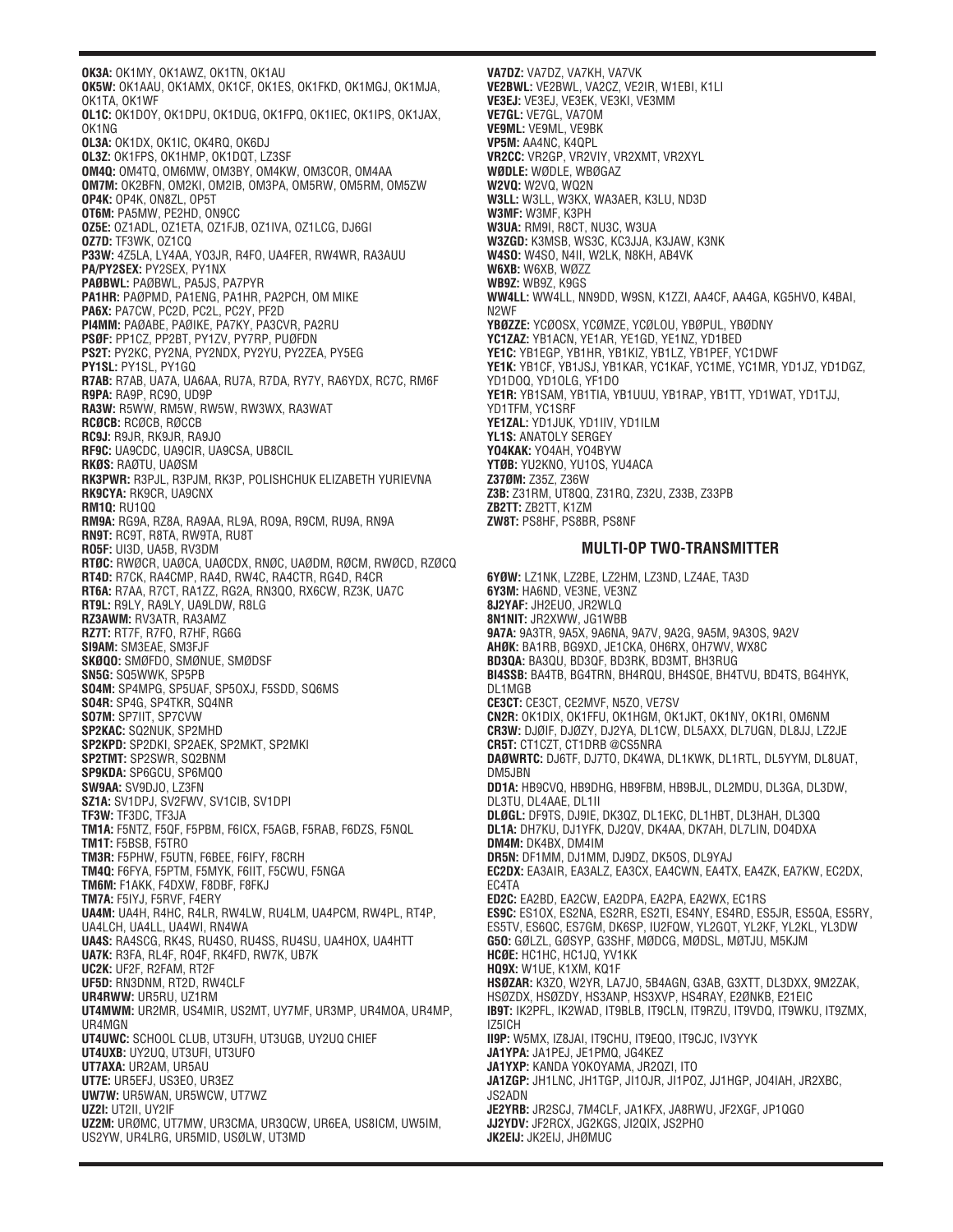**OK3A:** OK1MY, OK1AWZ, OK1TN, OK1AU
**OK5W:** OK1AAU, OK1AMX, OK1CF, OK1ES, OK1FKD, OK1MGJ, OK1MJA, OK1TA, OK1WF
**OL1C:** OK1DOY, OK1DPU, OK1DUG, OK1FPQ, OK1IEC, OK1IPS, OK1JAX, OK1NG
**OL3A:** OK1DX, OK1IC, OK4RQ, OK6DJ
**OL3Z:** OK1FPS, OK1HMP, OK1DQT, LZ3SF
**OM4Q:** OM4TQ, OM6MW, OM3BY, OM4KW, OM3COR, OM4AA
**OM7M:** OK2BFN, OM2KI, OM2IB, OM3PA, OM5RW, OM5RM, OM5ZW
**OP4K:** OP4K, ON8ZL, OP5T
**OT6M:** PA5MW, PE2HD, ON9CC
**OZ5E:** OZ1ADL, OZ1ETA, OZ1FJB, OZ1IVA, OZ1LCG, DJ6GI
**OZ7D:** TF3WK, OZ1CQ
**P33W:** 4Z5LA, LY4AA, YO3JR, R4FO, UA4FER, RW4WR, RA3AUU
**PA/PY2SEX:** PY2SEX, PY1NX
**PAØBWL:** PAØBWL, PA5JS, PA7PYR
**PA1HR:** PAØPMD, PA1ENG, PA1HR, PA2PCH, OM MIKE
**PA6X:** PA7CW, PC2D, PC2L, PC2Y, PF2D
**PI4MM:** PAØABE, PAØIKE, PA7KY, PA3CVR, PA2RU
**PSØF:** PP1CZ, PP2BT, PY1ZV, PY7RP, PUØFDN
**PS2T:** PY2KC, PY2NA, PY2NDX, PY2YU, PY2ZEA, PY5EG
**PY1SL:** PY1SL, PY1GQ
**R7AB:** R7AB, UA7A, UA6AA, RU7A, R7DA, RY7Y, RA6YDX, RC7C, RM6F
**R9PA:** RA9P, RC9O, UD9P
**RA3W:** R5WW, RM5W, RW5W, RW3WX, RA3WAT
**RCØCB:** RCØCB, RØCCB
**RC9J:** R9JR, RK9JR, RA9JO
**RF9C:** UA9CDC, UA9CIR, UA9CSA, UB8CIL
**RKØS:** RAØTU, UAØSM
**RK3PWR:** R3PJL, R3PJM, RK3P, POLISHCHUK ELIZABETH YURIEVNA
**RK9CYA:** RK9CR, UA9CNX
**RM1Q:** RU1QQ
**RM9A:** RG9A, RZ8A, RA9AA, RL9A, RO9A, R9CM, RU9A, RN9A
**RN9T:** RC9T, R8TA, RW9TA, RU8T
**RO5F:** UI3D, UA5B, RV3DM
**RTØC:** RWØCR, UAØCA, UAØCDX, RNØC, UAØDM, RØCM, RWØCD, RZØCQ
**RT4D:** R7CK, RA4CMP, RA4D, RW4C, RA4CTR, RG4D, R4CR
**RT6A:** R7AA, R7CT, RA1ZZ, RG2A, RN3QO, RX6CW, RZ3K, UA7C
**RT9L:** R9LY, RA9LY, UA9LDW, R8LG
**RZ3AWM:** RV3ATR, RA3AMZ
**RZ7T:** RT7F, R7FO, R7HF, RG6G
**SI9AM:** SM3EAE, SM3FJF
**SKØQO:** SMØFDO, SMØNUE, SMØDSF
**SN5G:** SQ5WWK, SP5PB
**SO4M:** SP4MPG, SP5UAF, SP5OXJ, F5SDD, SQ6MS
**SO4R:** SP4G, SP4TKR, SQ4NR
**SO7M:** SP7IIT, SP7CVW
**SP2KAC:** SQ2NUK, SP2MHD
**SP2KPD:** SP2DKI, SP2AEK, SP2MKT, SP2MKI
**SP2TMT:** SP2SWR, SQ2BNM
**SP9KDA:** SP6GCU, SP6MQO
**SW9AA:** SV9DJO, LZ3FN
**SZ1A:** SV1DPJ, SV2FWV, SV1CIB, SV1DPI
**TF3W:** TF3DC, TF3JA
**TM1A:** F5NTZ, F5QF, F5PBM, F6ICX, F5AGB, F5RAB, F6DZS, F5NQL
**TM1T:** F5BSB, F5TRO
**TM3R:** F5PHW, F5UTN, F6BEE, F6IFY, F8CRH
**TM4Q:** F6FYA, F5PTM, F5MYK, F6IIT, F5CWU, F5NGA
**TM6M:** F1AKK, F4DXW, F8DBF, F8FKJ
**TM7A:** F5IYJ, F5RVF, F4ERY
**UA4M:** UA4H, R4HC, R4LR, RW4LW, RU4LM, UA4PCM, RW4PL, RT4P, UA4LCH, UA4LL, UA4WI, RN4WA
**UA4S:** RA4SCG, RK4S, RU4SO, RU4SS, RU4SU, UA4HOX, UA4HTT
**UA7K:** R3FA, RL4F, RO4F, RK4FD, RW7K, UB7K
**UC2K:** UF2F, R2FAM, RT2F
**UF5D:** RN3DNM, RT2D, RW4CLF
**UR4RWW:** UR5RU, UZ1RM
**UT4MWM:** UR2MR, US4MIR, US2MT, UY7MF, UR3MP, UR4MOA, UR4MP, UR4MGN
**UT4UWC:** SCHOOL CLUB, UT3UFH, UT3UGB, UY2UQ CHIEF
**UT4UXB:** UY2UQ, UT3UFI, UT3UFO
**UT7AXA:** UR2AM, UR5AU
**UT7E:** UR5EFJ, US3EO, UR3EZ
**UW7W:** UR5WAN, UR5WCW, UT7WZ
**UZ2I:** UT2II, UY2IF
**UZ2M:** URØMC, UT7MW, UR3CMA, UR3QCW, UR6EA, US8ICM, UW5IM, US2YW, UR4LRG, UR5MID, USØLW, UT3MD
**VA7DZ:** VA7DZ, VA7KH, VA7VK
**VE2BWL:** VE2BWL, VA2CZ, VE2IR, W1EBI, K1LI
**VE3EJ:** VE3EJ, VE3EK, VE3KI, VE3MM
**VE7GL:** VE7GL, VA7OM
**VE9ML:** VE9ML, VE9BK
**VP5M:** AA4NC, K4QPL
**VR2CC:** VR2GP, VR2VIY, VR2XMT, VR2XYL
**WØDLE:** WØDLE, WBØGAZ
**W2VQ:** W2VQ, WQ2N
**W3LL:** W3LL, W3KX, WA3AER, K3LU, ND3D
**W3MF:** W3MF, K3PH
**W3UA:** RM9I, R8CT, NU3C, W3UA
**W3ZGD:** K3MSB, WS3C, KC3JJA, K3JAW, K3NK
**W4SO:** W4SO, N4II, W2LK, N8KH, AB4VK
**W6XB:** W6XB, WØZZ
**WB9Z:** WB9Z, K9GS
**WW4LL:** WW4LL, NN9DD, W9SN, K1ZZI, AA4CF, AA4GA, KG5HVO, K4BAI, N2WF
**YBØZZE:** YCØOSX, YCØMZE, YCØLOU, YBØPUL, YBØDNY
**YC1ZAZ:** YB1ACN, YE1AR, YE1GD, YE1NZ, YD1BED
**YE1C:** YB1EGP, YB1HR, YB1KIZ, YB1LZ, YB1PEF, YC1DWF
**YE1K:** YB1CF, YB1JSJ, YB1KAR, YC1KAF, YC1ME, YC1MR, YD1JZ, YD1DGZ, YD1DOQ, YD1OLG, YF1DO
**YE1R:** YB1SAM, YB1TIA, YB1UUU, YB1RAP, YB1TT, YD1WAT, YD1TJJ, YD1TFM, YC1SRF
**YE1ZAL:** YD1JUK, YD1IIV, YD1ILM
**YL1S:** ANATOLY SERGEY
**YO4KAK:** YO4AH, YO4BYW
**YTØB:** YU2KNO, YU1OS, YU4ACA
**Z37ØM:** Z35Z, Z36W
**Z3B:** Z31RM, UT8QQ, Z31RQ, Z32U, Z33B, Z33PB
**ZB2TT:** ZB2TT, K1ZM
**ZW8T:** PS8HF, PS8BR, PS8NF

## MULTI-OP TWO-TRANSMITTER

**6YØW:** LZ1NK, LZ2BE, LZ2HM, LZ3ND, LZ4AE, TA3D
**6Y3M:** HA6ND, VE3NE, VE3NZ
**8J2YAF:** JH2EUO, JR2WLQ
**8N1NIT:** JR2XWW, JG1WBB
**9A7A:** 9A3TR, 9A5X, 9A6NA, 9A7V, 9A2G, 9A5M, 9A3OS, 9A2V
**AHØK:** BA1RB, BG9XD, JE1CKA, OH6RX, OH7WV, WX8C
**BD3QA:** BA3QU, BD3QF, BD3RK, BD3MT, BH3RUG
**BI4SSB:** BA4TB, BG4TRN, BH4RQU, BH4SQE, BH4TVU, BD4TS, BG4HYK, DL1MGB
**CE3CT:** CE3CT, CE2MVF, N5ZO, VE7SV
**CN2R:** OK1DIX, OK1FFU, OK1HGM, OK1JKT, OK1NY, OK1RI, OM6NM
**CR3W:** DJØIF, DJØZY, DJ2YA, DL1CW, DL5AXX, DL7UGN, DL8JJ, LZ2JE
**CR5T:** CT1CZT, CT1DRB @CS5NRA
**DAØWRTC:** DJ6TF, DJ7TO, DK4WA, DL1KWK, DL1RTL, DL5YYM, DL8UAT, DM5JBN
**DD1A:** HB9CVQ, HB9DHG, HB9FBM, HB9BJL, DL2MDU, DL3GA, DL3DW, DL3TU, DL4AAE, DL1II
**DLØGL:** DF9TS, DJ9IE, DK3QZ, DL1EKC, DL1HBT, DL3HAH, DL3QQ
**DL1A:** DH7KU, DJ1YFK, DJ2QV, DK4AA, DK7AH, DL7LIN, DO4DXA
**DM4M:** DK4BX, DM4IM
**DR5N:** DF1MM, DJ1MM, DJ9DZ, DK5OS, DL9YAJ
**EC2DX:** EA3AIR, EA3ALZ, EA3CX, EA4CWN, EA4TX, EA4ZK, EA7KW, EC2DX, EC4TA
**ED2C:** EA2BD, EA2CW, EA2DPA, EA2PA, EA2WX, EC1RS
**ES9C:** ES1OX, ES2NA, ES2RR, ES2TI, ES4NY, ES4RD, ES5JR, ES5QA, ES5RY, ES5TV, ES6QC, ES7GM, DK6SP, IU2FQW, YL2GQT, YL2KF, YL2KL, YL3DW
**G5O:** GØLZL, GØSYP, G3SHF, MØDCG, MØDSL, MØTJU, M5KJM
**HCØE:** HC1HC, HC1JQ, YV1KK
**HQ9X:** W1UE, K1XM, KQ1F
**HSØZAR:** K3ZO, W2YR, LA7JO, 5B4AGN, G3AB, G3XTT, DL3DXX, 9M2ZAK, HSØZDX, HSØZDY, HS3ANP, HS3XVP, HS4RAY, E2ØNKB, E21EIC
**IB9T:** IK2PFL, IK2WAD, IT9BLB, IT9CLN, IT9RZU, IT9VDQ, IT9WKU, IT9ZMX, IZ5ICH
**II9P:** W5MX, IZ8JAI, IT9CHU, IT9EQO, IT9CJC, IV3YYK
**JA1YPA:** JA1PEJ, JE1PMQ, JG4KEZ
**JA1YXP:** KANDA YOKOYAMA, JR2QZI, ITO
**JA1ZGP:** JH1LNC, JH1TGP, JI1OJR, JI1POZ, JJ1HGP, JO4IAH, JR2XBC, JS2ADN
**JE2YRB:** JR2SCJ, 7M4CLF, JA1KFX, JA8RWU, JF2XGF, JP1QGO
**JJ2YDV:** JF2RCX, JG2KGS, JI2QIX, JS2PHO
**JK2EIJ:** JK2EIJ, JHØMUC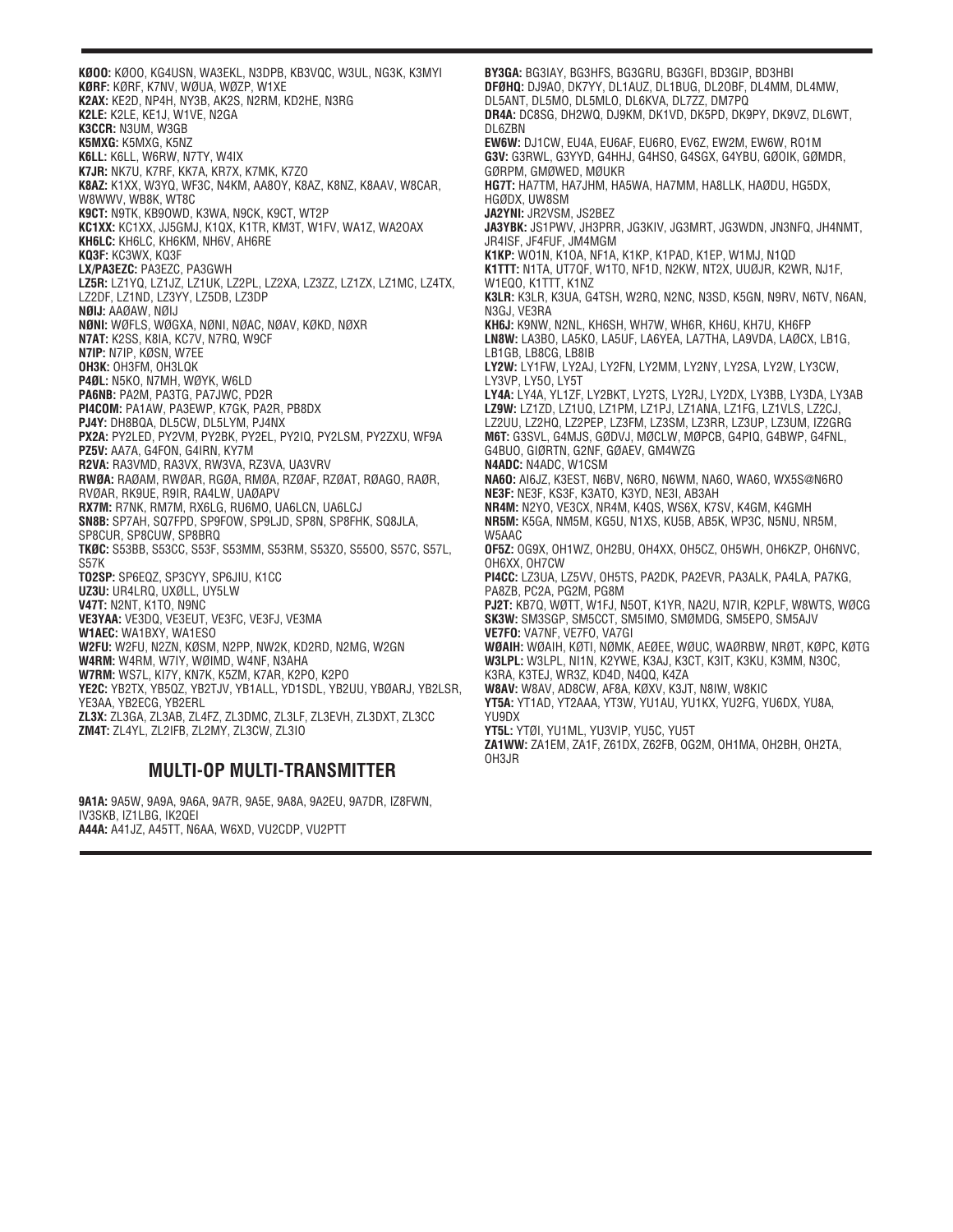**KØOO:** KØOO, KG4USN, WA3EKL, N3DPB, KB3VQC, W3UL, NG3K, K3MYI
**KØRF:** KØRF, K7NV, WØUA, WØZP, W1XE
**K2AX:** KE2D, NP4H, NY3B, AK2S, N2RM, KD2HE, N3RG
**K2LE:** K2LE, KE1J, W1VE, N2GA
**K3CCR:** N3UM, W3GB
**K5MXG:** K5MXG, K5NZ
**K6LL:** K6LL, W6RW, N7TY, W4IX
**K7JR:** NK7U, K7RF, KK7A, KR7X, K7MK, K7ZO
**K8AZ:** K1XX, W3YQ, WF3C, N4KM, AA8OY, K8AZ, K8NZ, K8AAV, W8CAR, W8WWV, WB8K, WT8C
**K9CT:** N9TK, KB9OWD, K3WA, N9CK, K9CT, WT2P
**KC1XX:** KC1XX, JJ5GMJ, K1QX, K1TR, KM3T, W1FV, WA1Z, WA2OAX
**KH6LC:** KH6LC, KH6KM, NH6V, AH6RE
**KQ3F:** KC3WX, KQ3F
**LX/PA3EZC:** PA3EZC, PA3GWH
**LZ5R:** LZ1YQ, LZ1JZ, LZ1UK, LZ2PL, LZ2XA, LZ3ZZ, LZ1ZX, LZ1MC, LZ4TX, LZ2DF, LZ1ND, LZ3YY, LZ5DB, LZ3DP
**NØIJ:** AAØAW, NØIJ
**NØNI:** WØFLS, WØGXA, NØNI, NØAC, NØAV, KØKD, NØXR
**N7AT:** K2SS, K8IA, KC7V, N7RQ, W9CF
**N7IP:** N7IP, KØSN, W7EE
**OH3K:** OH3FM, OH3LQK
**P4ØL:** N5KO, N7MH, WØYK, W6LD
**PA6NB:** PA2M, PA3TG, PA7JWC, PD2R
**PI4COM:** PA1AW, PA3EWP, K7GK, PA2R, PB8DX
**PJ4Y:** DH8BQA, DL5CW, DL5LYM, PJ4NX
**PX2A:** PY2LED, PY2VM, PY2BK, PY2EL, PY2IQ, PY2LSM, PY2ZXU, WF9A
**PZ5V:** AA7A, G4FON, G4IRN, KY7M
**R2VA:** RA3VMD, RA3VX, RW3VA, RZ3VA, UA3VRV
**RWØA:** RAØAM, RWØAR, RGØA, RMØA, RZØAF, RZØAT, RØAGO, RAØR, RVØAR, RK9UE, R9IR, RA4LW, UAØAPV
**RX7M:** R7NK, RM7M, RX6LG, RU6MO, UA6LCN, UA6LCJ
**SN8B:** SP7AH, SQ7FPD, SP9FOW, SP9LJD, SP8N, SP8FHK, SQ8JLA, SP8CUR, SP8CUW, SP8BRQ
**TKØC:** S53BB, S53CC, S53F, S53MM, S53RM, S53ZO, S55OO, S57C, S57L, S57K
**TO2SP:** SP6EQZ, SP3CYY, SP6JIU, K1CC
**UZ3U:** UR4LRQ, UXØLL, UY5LW
**V47T:** N2NT, K1TO, N9NC
**VE3YAA:** VE3DQ, VE3EUT, VE3FC, VE3FJ, VE3MA
**W1AEC:** WA1BXY, WA1ESO
**W2FU:** W2FU, N2ZN, KØSM, N2PP, NW2K, KD2RD, N2MG, W2GN
**W4RM:** W4RM, W7IY, WØIMD, W4NF, N3AHA
**W7RM:** WS7L, KI7Y, KN7K, K5ZM, K7AR, K2PO, K2PO
**YE2C:** YB2TX, YB5QZ, YB2TJV, YB1ALL, YD1SDL, YB2UU, YBØARJ, YB2LSR, YE3AA, YB2ECG, YB2ERL
**ZL3X:** ZL3GA, ZL3AB, ZL4FZ, ZL3DMC, ZL3LF, ZL3EVH, ZL3DXT, ZL3CC
**ZM4T:** ZL4YL, ZL2IFB, ZL2MY, ZL3CW, ZL3IO

## MULTI-OP MULTI-TRANSMITTER

**9A1A:** 9A5W, 9A9A, 9A6A, 9A7R, 9A5E, 9A8A, 9A2EU, 9A7DR, IZ8FWN, IV3SKB, IZ1LBG, IK2QEI
**A44A:** A41JZ, A45TT, N6AA, W6XD, VU2CDP, VU2PTT
**BY3GA:** BG3IAY, BG3HFS, BG3GRU, BG3GFI, BD3GIP, BD3HBI
**DFØHQ:** DJ9AO, DK7YY, DL1AUZ, DL1BUG, DL2OBF, DL4MM, DL4MW, DL5ANT, DL5MO, DL5MLO, DL6KVA, DL7ZZ, DM7PQ
**DR4A:** DC8SG, DH2WQ, DJ9KM, DK1VD, DK5PD, DK9PY, DK9VZ, DL6WT, DL6ZBN
**EW6W:** DJ1CW, EU4A, EU6AF, EU6RO, EV6Z, EW2M, EW6W, RO1M
**G3V:** G3RWL, G3YYD, G4HHJ, G4HSO, G4SGX, G4YBU, GØOIK, GØMDR, GØRPM, GMØWED, MØUKR
**HG7T:** HA7TM, HA7JHM, HA5WA, HA7MM, HA8LLK, HAØDU, HG5DX, HGØDX, UW8SM
**JA2YNI:** JR2VSM, JS2BEZ
**JA3YBK:** JS1PWV, JH3PRR, JG3KIV, JG3MRT, JG3WDN, JN3NFQ, JH4NMT, JR4ISF, JF4FUF, JM4MGM
**K1KP:** WO1N, K1OA, NF1A, K1KP, K1PAD, K1EP, W1MJ, N1QD
**K1TTT:** N1TA, UT7QF, W1TO, NF1D, N2KW, NT2X, UUØJR, K2WR, NJ1F, W1EQO, K1TTT, K1NZ
**K3LR:** K3LR, K3UA, G4TSH, W2RQ, N2NC, N3SD, K5GN, N9RV, N6TV, N6AN, N3GJ, VE3RA
**KH6J:** K9NW, N2NL, KH6SH, WH7W, WH6R, KH6U, KH7U, KH6FP
**LN8W:** LA3BO, LA5KO, LA5UF, LA6YEA, LA7THA, LA9VDA, LAØCX, LB1G, LB1GB, LB8CG, LB8IB
**LY2W:** LY1FW, LY2AJ, LY2FN, LY2MM, LY2NY, LY2SA, LY2W, LY3CW, LY3VP, LY5O, LY5T
**LY4A:** LY4A, YL1ZF, LY2BKT, LY2TS, LY2RJ, LY2DX, LY3BB, LY3DA, LY3AB
**LZ9W:** LZ1ZD, LZ1UQ, LZ1PM, LZ1PJ, LZ1ANA, LZ1FG, LZ1VLS, LZ2CJ, LZ2UU, LZ2HQ, LZ2PEP, LZ3FM, LZ3SM, LZ3RR, LZ3UP, LZ3UM, IZ2GRG
**M6T:** G3SVL, G4MJS, GØDVJ, MØCLW, MØPCB, G4PIQ, G4BWP, G4FNL, G4BUO, GIØRTN, G2NF, GØAEV, GM4WZG
**N4ADC:** N4ADC, W1CSM
**NA6O:** AI6JZ, K3EST, N6BV, N6RO, N6WM, NA6O, WA6O, WX5S@N6RO
**NE3F:** NE3F, KS3F, K3ATO, K3YD, NE3I, AB3AH
**NR4M:** N2YO, VE3CX, NR4M, K4QS, WS6X, K7SV, K4GM, K4GMH
**NR5M:** K5GA, NM5M, KG5U, N1XS, KU5B, AB5K, WP3C, N5NU, NR5M, W5AAC
**OF5Z:** OG9X, OH1WZ, OH2BU, OH4XX, OH5CZ, OH5WH, OH6KZP, OH6NVC, OH6XX, OH7CW
**PI4CC:** LZ3UA, LZ5VV, OH5TS, PA2DK, PA2EVR, PA3ALK, PA4LA, PA7KG, PA8ZB, PC2A, PG2M, PG8M
**PJ2T:** KB7Q, WØTT, W1FJ, N5OT, K1YR, NA2U, N7IR, K2PLF, W8WTS, WØCG
**SK3W:** SM3SGP, SM5CCT, SM5IMO, SMØMDG, SM5EPO, SM5AJV
**VE7FO:** VA7NF, VE7FO, VA7GI
**WØAIH:** WØAIH, KØTI, NØMK, AEØEE, WØUC, WAØRBW, NRØT, KØPC, KØTG
**W3LPL:** W3LPL, NI1N, K2YWE, K3AJ, K3CT, K3IT, K3KU, K3MM, N3OC, K3RA, K3TEJ, WR3Z, KD4D, N4QQ, K4ZA
**W8AV:** W8AV, AD8CW, AF8A, KØXV, K3JT, N8IW, W8KIC
**YT5A:** YT1AD, YT2AAA, YT3W, YU1AU, YU1KX, YU2FG, YU6DX, YU8A, YU9DX
**YT5L:** YTØI, YU1ML, YU3VIP, YU5C, YU5T
**ZA1WW:** ZA1EM, ZA1F, Z61DX, Z62FB, OG2M, OH1MA, OH2BH, OH2TA, OH3JR